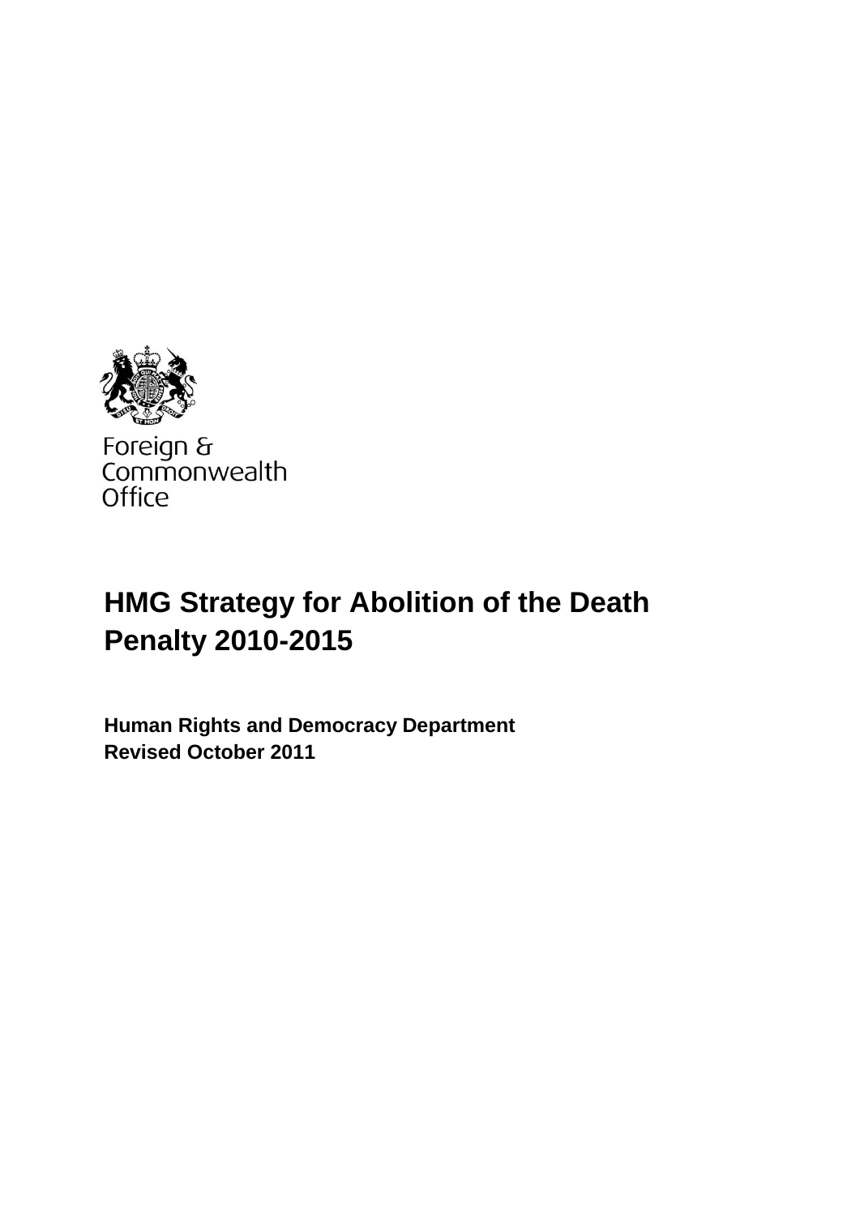Foreign & Commonwealth Office

# HMG Strategy for Abolition of the Death Penalty 2010-2015

**Human Rights and Democracy Department**
**Revised October 2011**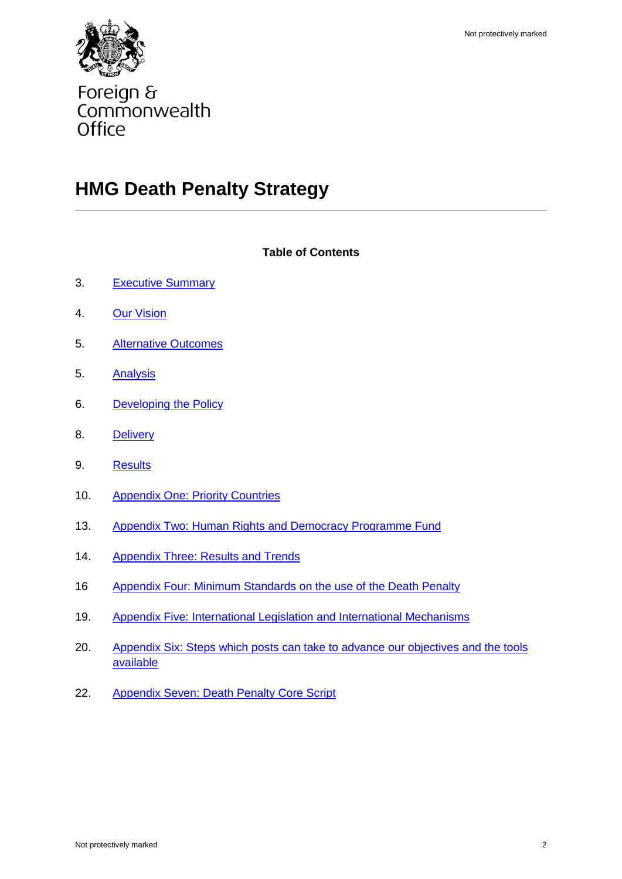Foreign & Commonwealth Office

# HMG Death Penalty Strategy

**Table of Contents**

| | |
|---|---|
| 3. | Executive Summary |
| 4. | Our Vision |
| 5. | Alternative Outcomes |
| 5. | Analysis |
| 6. | Developing the Policy |
| 8. | Delivery |
| 9. | Results |
| 10. | Appendix One: Priority Countries |
| 13. | Appendix Two: Human Rights and Democracy Programme Fund |
| 14. | Appendix Three: Results and Trends |
| 16 | Appendix Four: Minimum Standards on the use of the Death Penalty |
| 19. | Appendix Five: International Legislation and International Mechanisms |
| 20. | Appendix Six: Steps which posts can take to advance our objectives and the tools available |
| 22. | Appendix Seven: Death Penalty Core Script |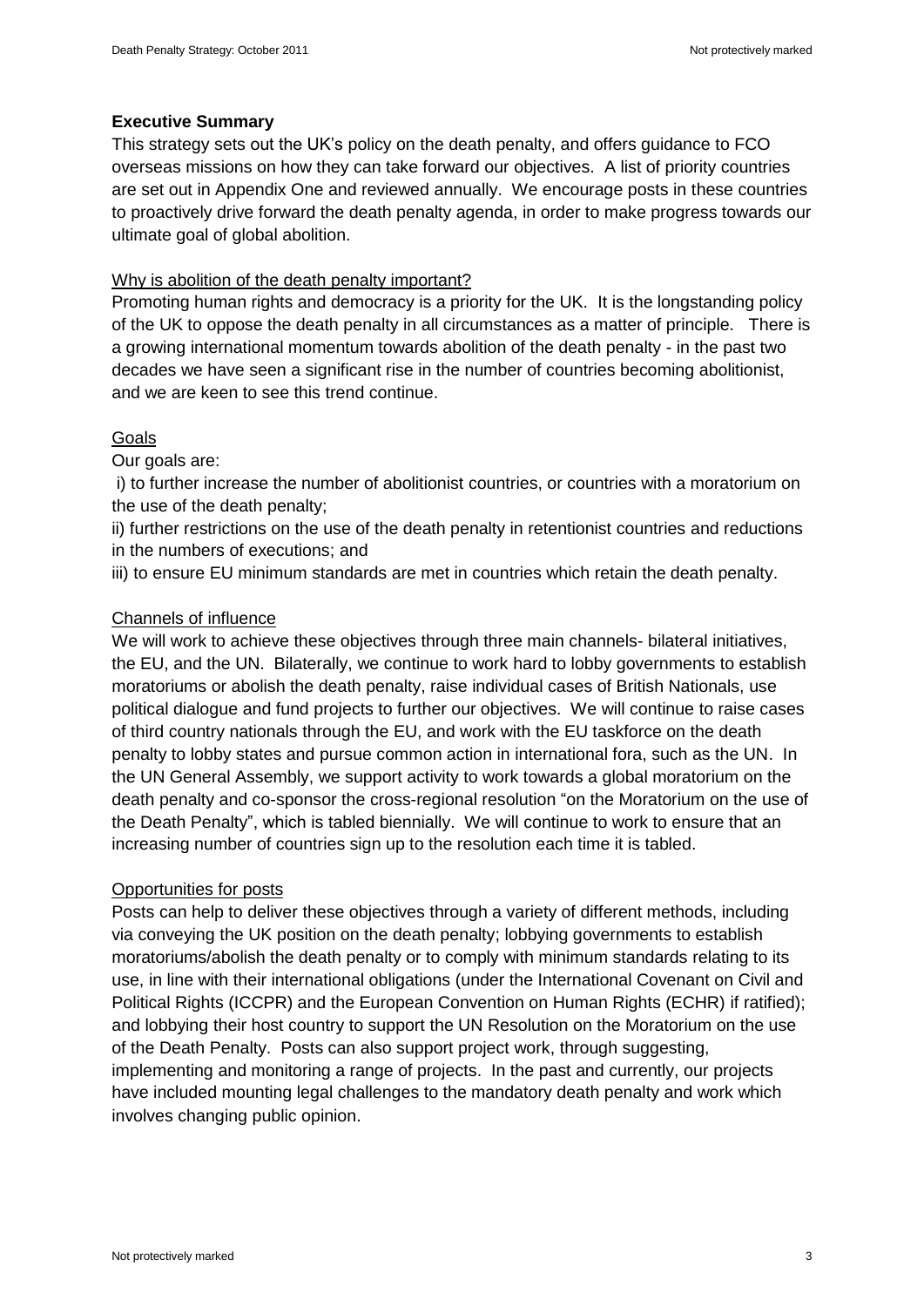**Executive Summary**

This strategy sets out the UK's policy on the death penalty, and offers guidance to FCO overseas missions on how they can take forward our objectives. A list of priority countries are set out in Appendix One and reviewed annually. We encourage posts in these countries to proactively drive forward the death penalty agenda, in order to make progress towards our ultimate goal of global abolition.

Why is abolition of the death penalty important?

Promoting human rights and democracy is a priority for the UK. It is the longstanding policy of the UK to oppose the death penalty in all circumstances as a matter of principle. There is a growing international momentum towards abolition of the death penalty - in the past two decades we have seen a significant rise in the number of countries becoming abolitionist, and we are keen to see this trend continue.

Goals

Our goals are:

i) to further increase the number of abolitionist countries, or countries with a moratorium on the use of the death penalty;

ii) further restrictions on the use of the death penalty in retentionist countries and reductions in the numbers of executions; and

iii) to ensure EU minimum standards are met in countries which retain the death penalty.

Channels of influence

We will work to achieve these objectives through three main channels- bilateral initiatives, the EU, and the UN. Bilaterally, we continue to work hard to lobby governments to establish moratoriums or abolish the death penalty, raise individual cases of British Nationals, use political dialogue and fund projects to further our objectives. We will continue to raise cases of third country nationals through the EU, and work with the EU taskforce on the death penalty to lobby states and pursue common action in international fora, such as the UN. In the UN General Assembly, we support activity to work towards a global moratorium on the death penalty and co-sponsor the cross-regional resolution "on the Moratorium on the use of the Death Penalty", which is tabled biennially. We will continue to work to ensure that an increasing number of countries sign up to the resolution each time it is tabled.

Opportunities for posts

Posts can help to deliver these objectives through a variety of different methods, including via conveying the UK position on the death penalty; lobbying governments to establish moratoriums/abolish the death penalty or to comply with minimum standards relating to its use, in line with their international obligations (under the International Covenant on Civil and Political Rights (ICCPR) and the European Convention on Human Rights (ECHR) if ratified); and lobbying their host country to support the UN Resolution on the Moratorium on the use of the Death Penalty. Posts can also support project work, through suggesting, implementing and monitoring a range of projects. In the past and currently, our projects have included mounting legal challenges to the mandatory death penalty and work which involves changing public opinion.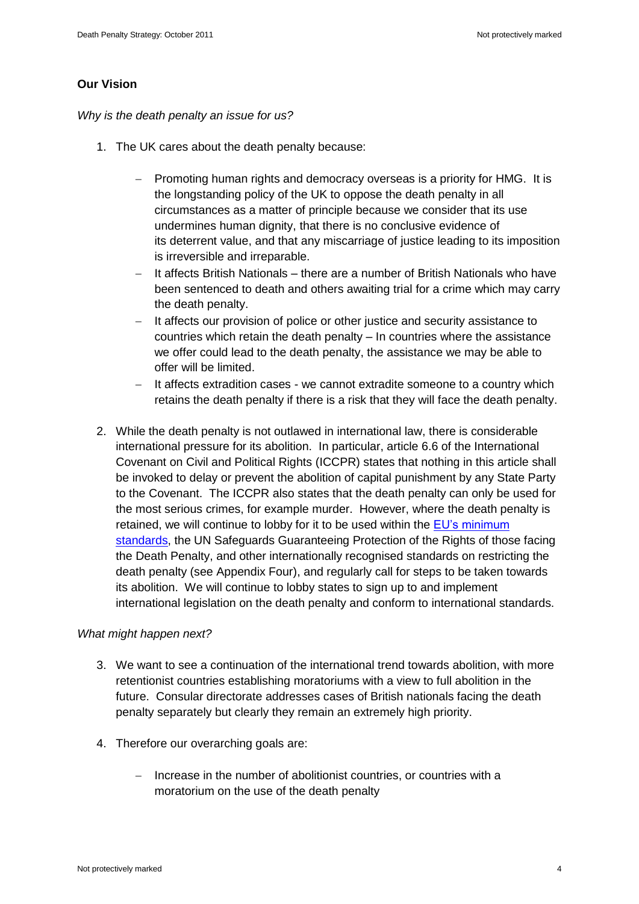**Our Vision**

*Why is the death penalty an issue for us?*

1. The UK cares about the death penalty because:

   - Promoting human rights and democracy overseas is a priority for HMG. It is the longstanding policy of the UK to oppose the death penalty in all circumstances as a matter of principle because we consider that its use undermines human dignity, that there is no conclusive evidence of its deterrent value, and that any miscarriage of justice leading to its imposition is irreversible and irreparable.
   - It affects British Nationals – there are a number of British Nationals who have been sentenced to death and others awaiting trial for a crime which may carry the death penalty.
   - It affects our provision of police or other justice and security assistance to countries which retain the death penalty – In countries where the assistance we offer could lead to the death penalty, the assistance we may be able to offer will be limited.
   - It affects extradition cases - we cannot extradite someone to a country which retains the death penalty if there is a risk that they will face the death penalty.

2. While the death penalty is not outlawed in international law, there is considerable international pressure for its abolition. In particular, article 6.6 of the International Covenant on Civil and Political Rights (ICCPR) states that nothing in this article shall be invoked to delay or prevent the abolition of capital punishment by any State Party to the Covenant. The ICCPR also states that the death penalty can only be used for the most serious crimes, for example murder. However, where the death penalty is retained, we will continue to lobby for it to be used within the EU's minimum standards, the UN Safeguards Guaranteeing Protection of the Rights of those facing the Death Penalty, and other internationally recognised standards on restricting the death penalty (see Appendix Four), and regularly call for steps to be taken towards its abolition. We will continue to lobby states to sign up to and implement international legislation on the death penalty and conform to international standards.

*What might happen next?*

3. We want to see a continuation of the international trend towards abolition, with more retentionist countries establishing moratoriums with a view to full abolition in the future. Consular directorate addresses cases of British nationals facing the death penalty separately but clearly they remain an extremely high priority.

4. Therefore our overarching goals are:

   - Increase in the number of abolitionist countries, or countries with a moratorium on the use of the death penalty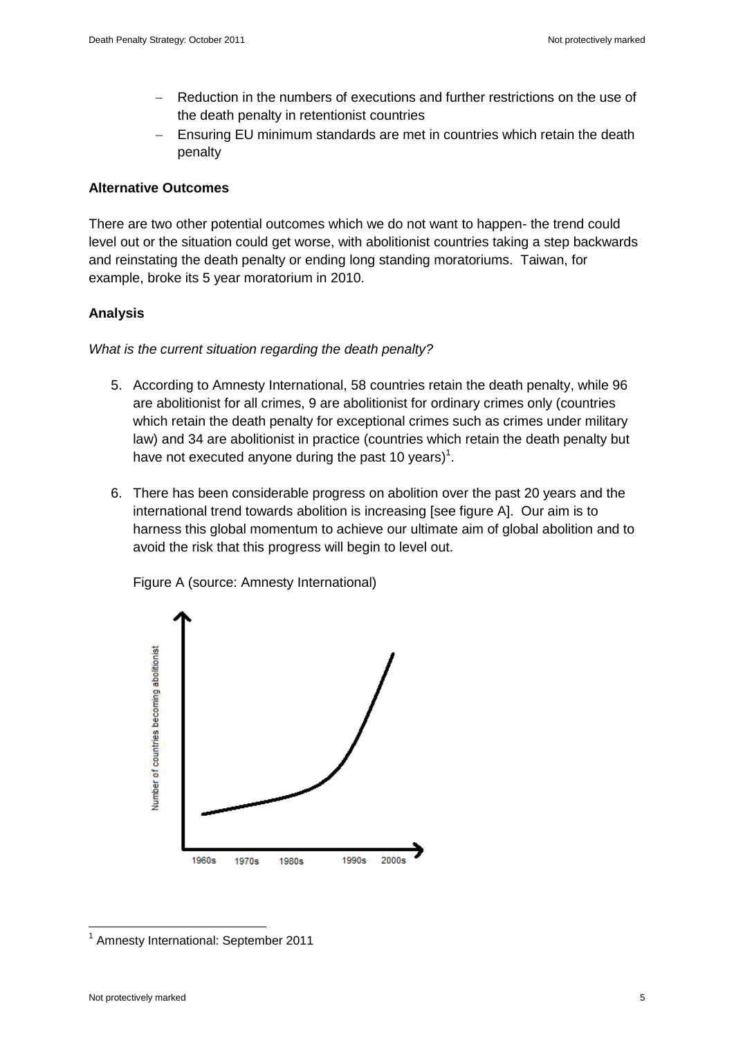- Reduction in the numbers of executions and further restrictions on the use of the death penalty in retentionist countries
- Ensuring EU minimum standards are met in countries which retain the death penalty

**Alternative Outcomes**

There are two other potential outcomes which we do not want to happen- the trend could level out or the situation could get worse, with abolitionist countries taking a step backwards and reinstating the death penalty or ending long standing moratoriums. Taiwan, for example, broke its 5 year moratorium in 2010.

**Analysis**

*What is the current situation regarding the death penalty?*

5. According to Amnesty International, 58 countries retain the death penalty, while 96 are abolitionist for all crimes, 9 are abolitionist for ordinary crimes only (countries which retain the death penalty for exceptional crimes such as crimes under military law) and 34 are abolitionist in practice (countries which retain the death penalty but have not executed anyone during the past 10 years)[1].

6. There has been considerable progress on abolition over the past 20 years and the international trend towards abolition is increasing [see figure A]. Our aim is to harness this global momentum to achieve our ultimate aim of global abolition and to avoid the risk that this progress will begin to level out.

Figure A (source: Amnesty International)

[1] Amnesty International: September 2011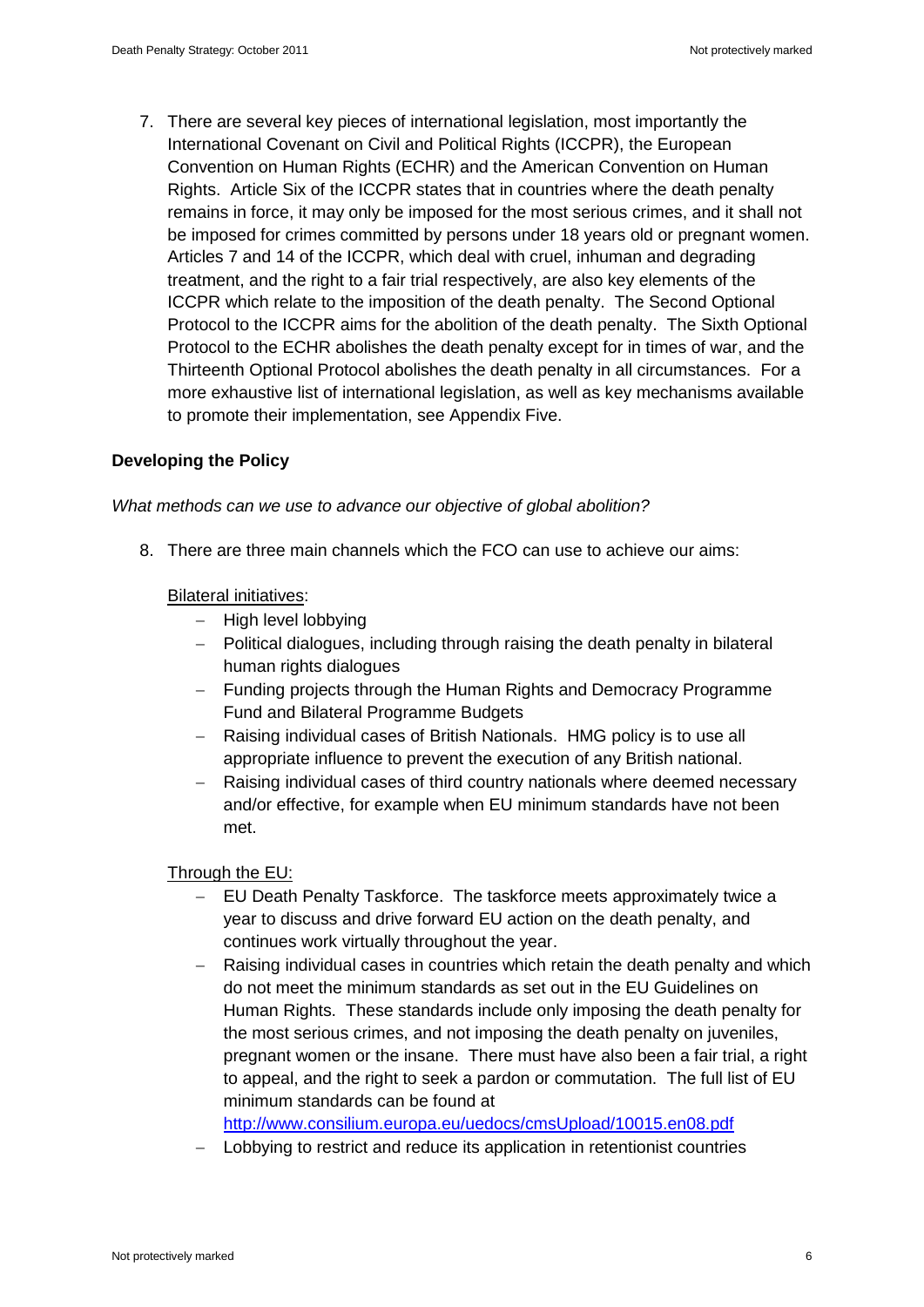7. There are several key pieces of international legislation, most importantly the International Covenant on Civil and Political Rights (ICCPR), the European Convention on Human Rights (ECHR) and the American Convention on Human Rights. Article Six of the ICCPR states that in countries where the death penalty remains in force, it may only be imposed for the most serious crimes, and it shall not be imposed for crimes committed by persons under 18 years old or pregnant women. Articles 7 and 14 of the ICCPR, which deal with cruel, inhuman and degrading treatment, and the right to a fair trial respectively, are also key elements of the ICCPR which relate to the imposition of the death penalty. The Second Optional Protocol to the ICCPR aims for the abolition of the death penalty. The Sixth Optional Protocol to the ECHR abolishes the death penalty except for in times of war, and the Thirteenth Optional Protocol abolishes the death penalty in all circumstances. For a more exhaustive list of international legislation, as well as key mechanisms available to promote their implementation, see Appendix Five.

**Developing the Policy**

*What methods can we use to advance our objective of global abolition?*

8. There are three main channels which the FCO can use to achieve our aims:

<u>Bilateral initiatives</u>:

- High level lobbying
- Political dialogues, including through raising the death penalty in bilateral human rights dialogues
- Funding projects through the Human Rights and Democracy Programme Fund and Bilateral Programme Budgets
- Raising individual cases of British Nationals. HMG policy is to use all appropriate influence to prevent the execution of any British national.
- Raising individual cases of third country nationals where deemed necessary and/or effective, for example when EU minimum standards have not been met.

<u>Through the EU</u>:

- EU Death Penalty Taskforce. The taskforce meets approximately twice a year to discuss and drive forward EU action on the death penalty, and continues work virtually throughout the year.
- Raising individual cases in countries which retain the death penalty and which do not meet the minimum standards as set out in the EU Guidelines on Human Rights. These standards include only imposing the death penalty for the most serious crimes, and not imposing the death penalty on juveniles, pregnant women or the insane. There must have also been a fair trial, a right to appeal, and the right to seek a pardon or commutation. The full list of EU minimum standards can be found at http://www.consilium.europa.eu/uedocs/cmsUpload/10015.en08.pdf
- Lobbying to restrict and reduce its application in retentionist countries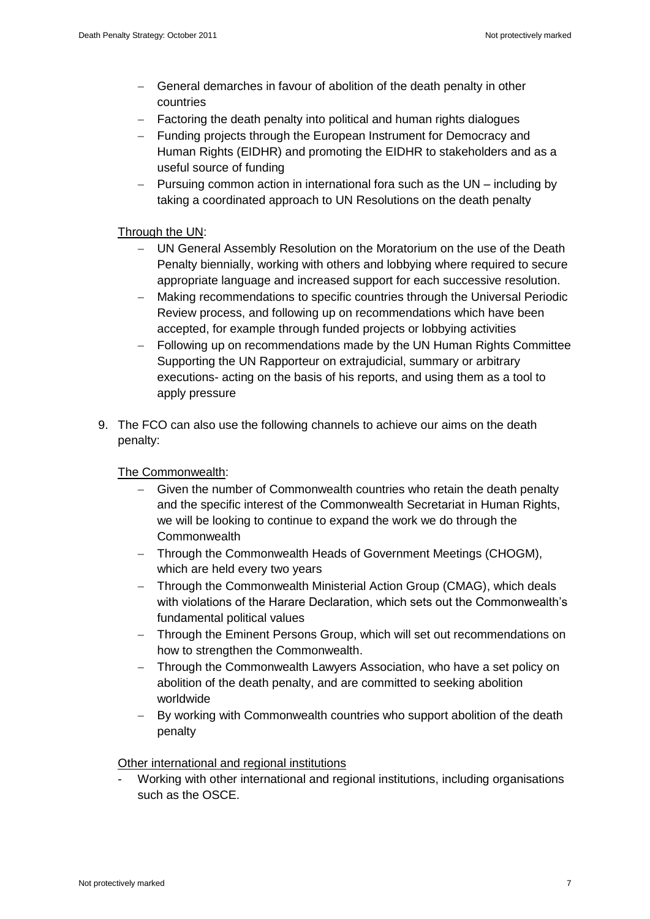- General demarches in favour of abolition of the death penalty in other countries
- Factoring the death penalty into political and human rights dialogues
- Funding projects through the European Instrument for Democracy and Human Rights (EIDHR) and promoting the EIDHR to stakeholders and as a useful source of funding
- Pursuing common action in international fora such as the UN – including by taking a coordinated approach to UN Resolutions on the death penalty

Through the UN:

- UN General Assembly Resolution on the Moratorium on the use of the Death Penalty biennially, working with others and lobbying where required to secure appropriate language and increased support for each successive resolution.
- Making recommendations to specific countries through the Universal Periodic Review process, and following up on recommendations which have been accepted, for example through funded projects or lobbying activities
- Following up on recommendations made by the UN Human Rights Committee Supporting the UN Rapporteur on extrajudicial, summary or arbitrary executions- acting on the basis of his reports, and using them as a tool to apply pressure

9. The FCO can also use the following channels to achieve our aims on the death penalty:

The Commonwealth:

- Given the number of Commonwealth countries who retain the death penalty and the specific interest of the Commonwealth Secretariat in Human Rights, we will be looking to continue to expand the work we do through the Commonwealth
- Through the Commonwealth Heads of Government Meetings (CHOGM), which are held every two years
- Through the Commonwealth Ministerial Action Group (CMAG), which deals with violations of the Harare Declaration, which sets out the Commonwealth's fundamental political values
- Through the Eminent Persons Group, which will set out recommendations on how to strengthen the Commonwealth.
- Through the Commonwealth Lawyers Association, who have a set policy on abolition of the death penalty, and are committed to seeking abolition worldwide
- By working with Commonwealth countries who support abolition of the death penalty

Other international and regional institutions

- Working with other international and regional institutions, including organisations such as the OSCE.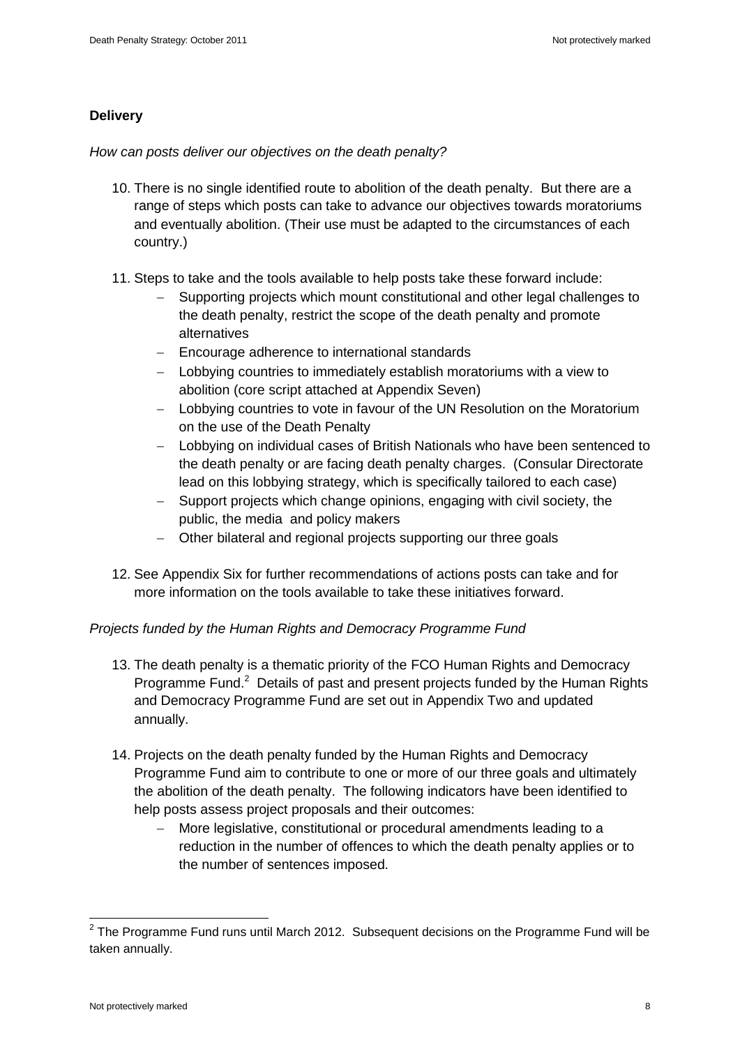**Delivery**

*How can posts deliver our objectives on the death penalty?*

10. There is no single identified route to abolition of the death penalty. But there are a range of steps which posts can take to advance our objectives towards moratoriums and eventually abolition. (Their use must be adapted to the circumstances of each country.)

11. Steps to take and the tools available to help posts take these forward include:
    - Supporting projects which mount constitutional and other legal challenges to the death penalty, restrict the scope of the death penalty and promote alternatives
    - Encourage adherence to international standards
    - Lobbying countries to immediately establish moratoriums with a view to abolition (core script attached at Appendix Seven)
    - Lobbying countries to vote in favour of the UN Resolution on the Moratorium on the use of the Death Penalty
    - Lobbying on individual cases of British Nationals who have been sentenced to the death penalty or are facing death penalty charges. (Consular Directorate lead on this lobbying strategy, which is specifically tailored to each case)
    - Support projects which change opinions, engaging with civil society, the public, the media and policy makers
    - Other bilateral and regional projects supporting our three goals

12. See Appendix Six for further recommendations of actions posts can take and for more information on the tools available to take these initiatives forward.

*Projects funded by the Human Rights and Democracy Programme Fund*

13. The death penalty is a thematic priority of the FCO Human Rights and Democracy Programme Fund.[2] Details of past and present projects funded by the Human Rights and Democracy Programme Fund are set out in Appendix Two and updated annually.

14. Projects on the death penalty funded by the Human Rights and Democracy Programme Fund aim to contribute to one or more of our three goals and ultimately the abolition of the death penalty. The following indicators have been identified to help posts assess project proposals and their outcomes:
    - More legislative, constitutional or procedural amendments leading to a reduction in the number of offences to which the death penalty applies or to the number of sentences imposed.

[2] The Programme Fund runs until March 2012. Subsequent decisions on the Programme Fund will be taken annually.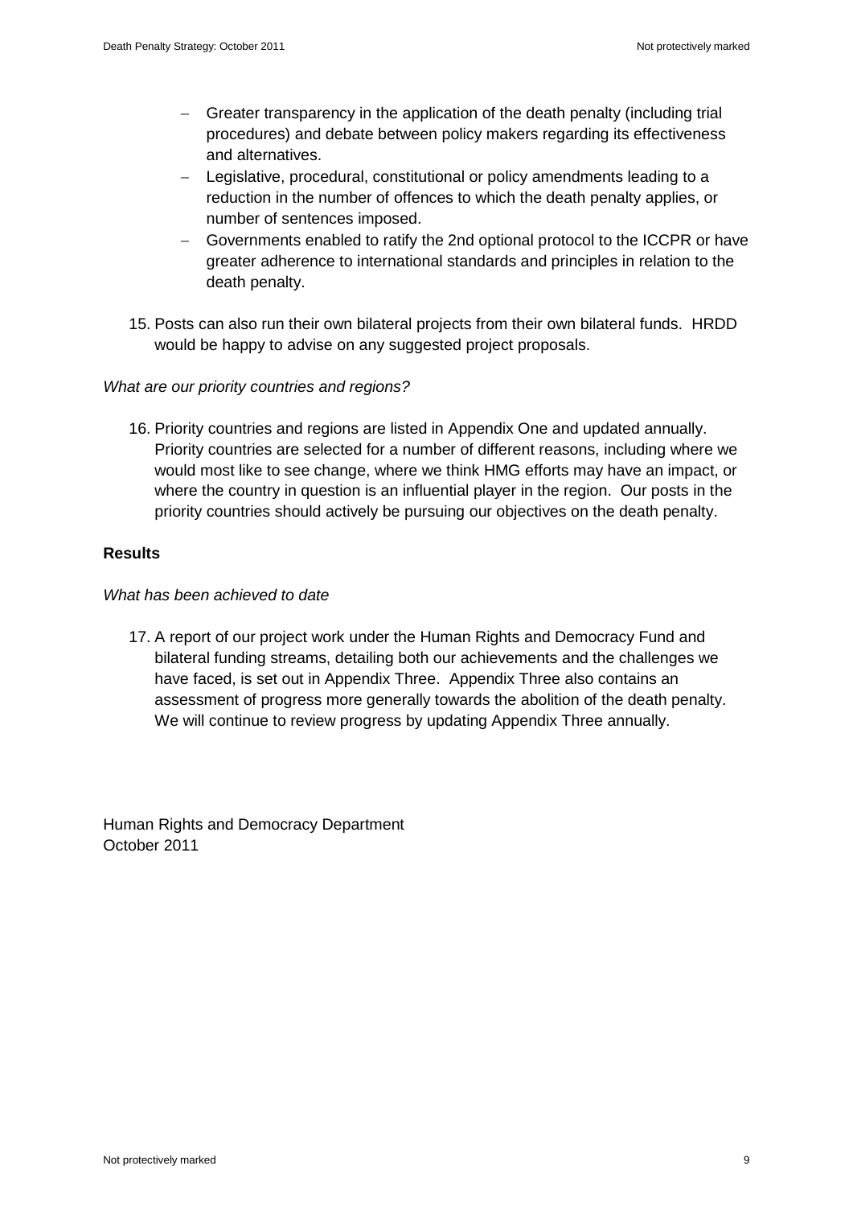- Greater transparency in the application of the death penalty (including trial procedures) and debate between policy makers regarding its effectiveness and alternatives.
- Legislative, procedural, constitutional or policy amendments leading to a reduction in the number of offences to which the death penalty applies, or number of sentences imposed.
- Governments enabled to ratify the 2nd optional protocol to the ICCPR or have greater adherence to international standards and principles in relation to the death penalty.

15. Posts can also run their own bilateral projects from their own bilateral funds. HRDD would be happy to advise on any suggested project proposals.

*What are our priority countries and regions?*

16. Priority countries and regions are listed in Appendix One and updated annually. Priority countries are selected for a number of different reasons, including where we would most like to see change, where we think HMG efforts may have an impact, or where the country in question is an influential player in the region. Our posts in the priority countries should actively be pursuing our objectives on the death penalty.

**Results**

*What has been achieved to date*

17. A report of our project work under the Human Rights and Democracy Fund and bilateral funding streams, detailing both our achievements and the challenges we have faced, is set out in Appendix Three. Appendix Three also contains an assessment of progress more generally towards the abolition of the death penalty. We will continue to review progress by updating Appendix Three annually.

Human Rights and Democracy Department
October 2011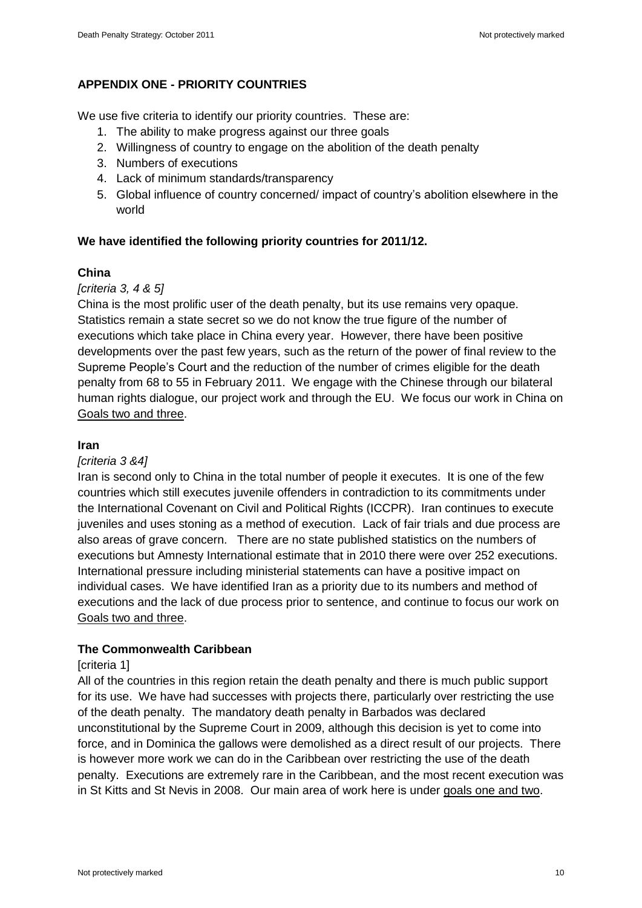## APPENDIX ONE - PRIORITY COUNTRIES

We use five criteria to identify our priority countries. These are:

1. The ability to make progress against our three goals
2. Willingness of country to engage on the abolition of the death penalty
3. Numbers of executions
4. Lack of minimum standards/transparency
5. Global influence of country concerned/ impact of country's abolition elsewhere in the world

**We have identified the following priority countries for 2011/12.**

### China

*[criteria 3, 4 & 5]*

China is the most prolific user of the death penalty, but its use remains very opaque. Statistics remain a state secret so we do not know the true figure of the number of executions which take place in China every year. However, there have been positive developments over the past few years, such as the return of the power of final review to the Supreme People's Court and the reduction of the number of crimes eligible for the death penalty from 68 to 55 in February 2011. We engage with the Chinese through our bilateral human rights dialogue, our project work and through the EU. We focus our work in China on Goals two and three.

### Iran

*[criteria 3 &4]*

Iran is second only to China in the total number of people it executes. It is one of the few countries which still executes juvenile offenders in contradiction to its commitments under the International Covenant on Civil and Political Rights (ICCPR). Iran continues to execute juveniles and uses stoning as a method of execution. Lack of fair trials and due process are also areas of grave concern. There are no state published statistics on the numbers of executions but Amnesty International estimate that in 2010 there were over 252 executions. International pressure including ministerial statements can have a positive impact on individual cases. We have identified Iran as a priority due to its numbers and method of executions and the lack of due process prior to sentence, and continue to focus our work on Goals two and three.

### The Commonwealth Caribbean

[criteria 1]

All of the countries in this region retain the death penalty and there is much public support for its use. We have had successes with projects there, particularly over restricting the use of the death penalty. The mandatory death penalty in Barbados was declared unconstitutional by the Supreme Court in 2009, although this decision is yet to come into force, and in Dominica the gallows were demolished as a direct result of our projects. There is however more work we can do in the Caribbean over restricting the use of the death penalty. Executions are extremely rare in the Caribbean, and the most recent execution was in St Kitts and St Nevis in 2008. Our main area of work here is under goals one and two.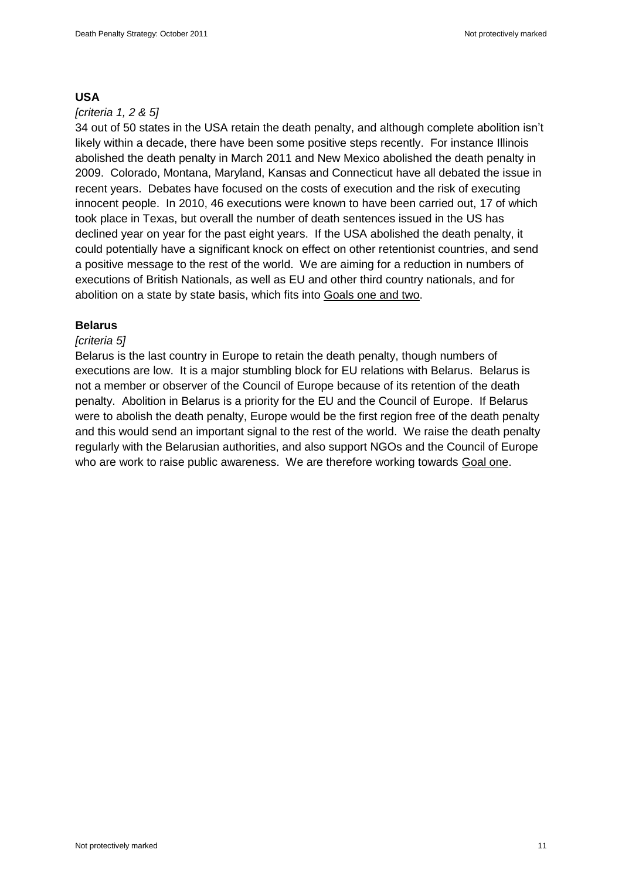**USA**

*[criteria 1, 2 & 5]*

34 out of 50 states in the USA retain the death penalty, and although complete abolition isn't likely within a decade, there have been some positive steps recently. For instance Illinois abolished the death penalty in March 2011 and New Mexico abolished the death penalty in 2009. Colorado, Montana, Maryland, Kansas and Connecticut have all debated the issue in recent years. Debates have focused on the costs of execution and the risk of executing innocent people. In 2010, 46 executions were known to have been carried out, 17 of which took place in Texas, but overall the number of death sentences issued in the US has declined year on year for the past eight years. If the USA abolished the death penalty, it could potentially have a significant knock on effect on other retentionist countries, and send a positive message to the rest of the world. We are aiming for a reduction in numbers of executions of British Nationals, as well as EU and other third country nationals, and for abolition on a state by state basis, which fits into Goals one and two.

**Belarus**

*[criteria 5]*

Belarus is the last country in Europe to retain the death penalty, though numbers of executions are low. It is a major stumbling block for EU relations with Belarus. Belarus is not a member or observer of the Council of Europe because of its retention of the death penalty. Abolition in Belarus is a priority for the EU and the Council of Europe. If Belarus were to abolish the death penalty, Europe would be the first region free of the death penalty and this would send an important signal to the rest of the world. We raise the death penalty regularly with the Belarusian authorities, and also support NGOs and the Council of Europe who are work to raise public awareness. We are therefore working towards Goal one.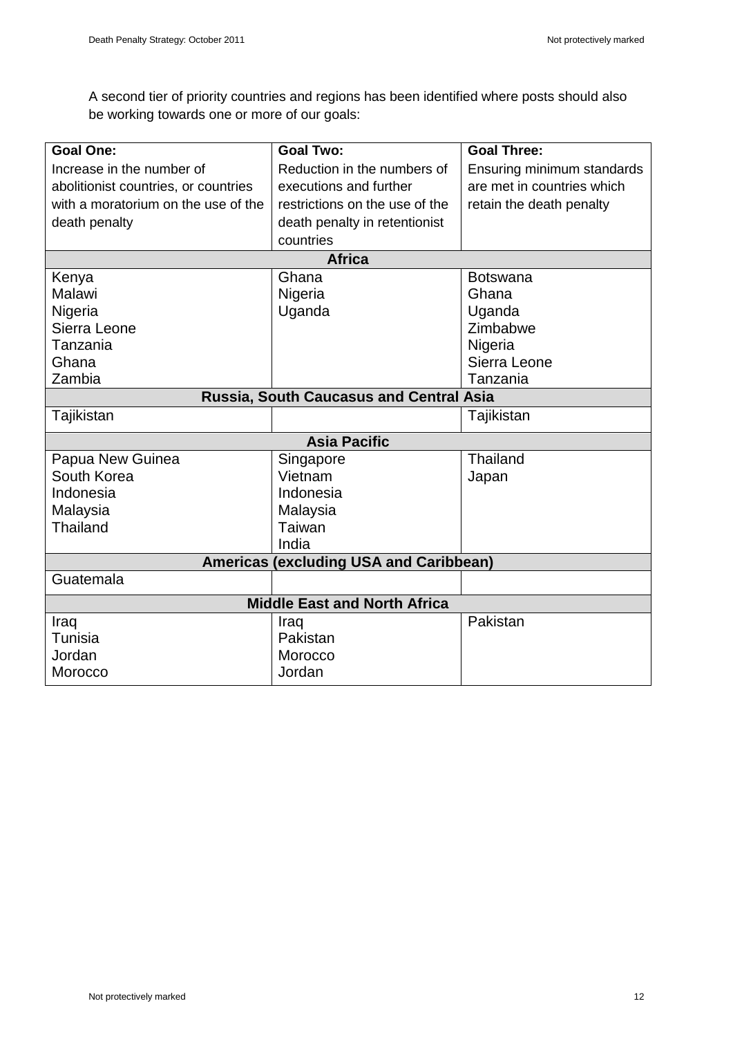A second tier of priority countries and regions has been identified where posts should also be working towards one or more of our goals:

| **Goal One:** Increase in the number of abolitionist countries, or countries with a moratorium on the use of the death penalty | **Goal Two:** Reduction in the numbers of executions and further restrictions on the use of the death penalty in retentionist countries | **Goal Three:** Ensuring minimum standards are met in countries which retain the death penalty |
|---|---|---|
| **Africa** | | |
| Kenya<br>Malawi<br>Nigeria<br>Sierra Leone<br>Tanzania<br>Ghana<br>Zambia | Ghana<br>Nigeria<br>Uganda | Botswana<br>Ghana<br>Uganda<br>Zimbabwe<br>Nigeria<br>Sierra Leone<br>Tanzania |
| **Russia, South Caucasus and Central Asia** | | |
| Tajikistan | | Tajikistan |
| **Asia Pacific** | | |
| Papua New Guinea<br>South Korea<br>Indonesia<br>Malaysia<br>Thailand | Singapore<br>Vietnam<br>Indonesia<br>Malaysia<br>Taiwan<br>India | Thailand<br>Japan |
| **Americas (excluding USA and Caribbean)** | | |
| Guatemala | | |
| **Middle East and North Africa** | | |
| Iraq<br>Tunisia<br>Jordan<br>Morocco | Iraq<br>Pakistan<br>Morocco<br>Jordan | Pakistan |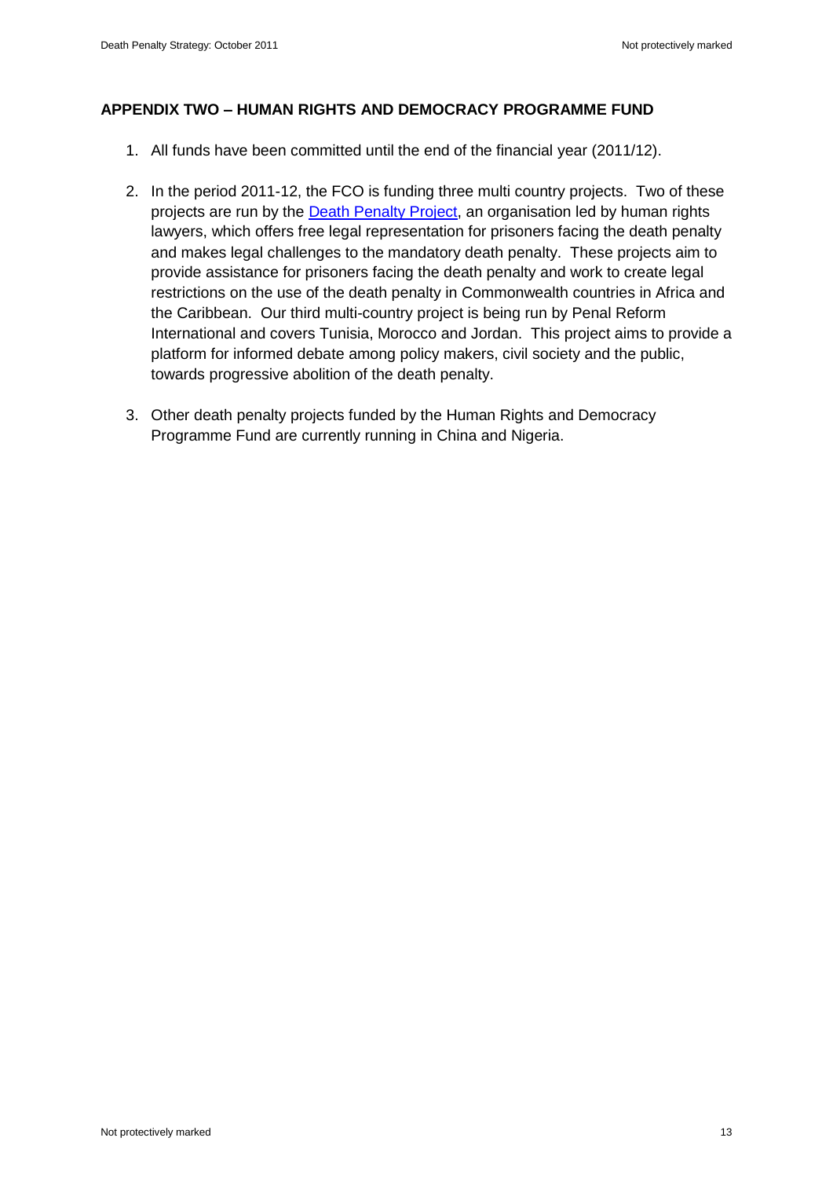## APPENDIX TWO – HUMAN RIGHTS AND DEMOCRACY PROGRAMME FUND

1. All funds have been committed until the end of the financial year (2011/12).

2. In the period 2011-12, the FCO is funding three multi country projects. Two of these projects are run by the Death Penalty Project, an organisation led by human rights lawyers, which offers free legal representation for prisoners facing the death penalty and makes legal challenges to the mandatory death penalty. These projects aim to provide assistance for prisoners facing the death penalty and work to create legal restrictions on the use of the death penalty in Commonwealth countries in Africa and the Caribbean. Our third multi-country project is being run by Penal Reform International and covers Tunisia, Morocco and Jordan. This project aims to provide a platform for informed debate among policy makers, civil society and the public, towards progressive abolition of the death penalty.

3. Other death penalty projects funded by the Human Rights and Democracy Programme Fund are currently running in China and Nigeria.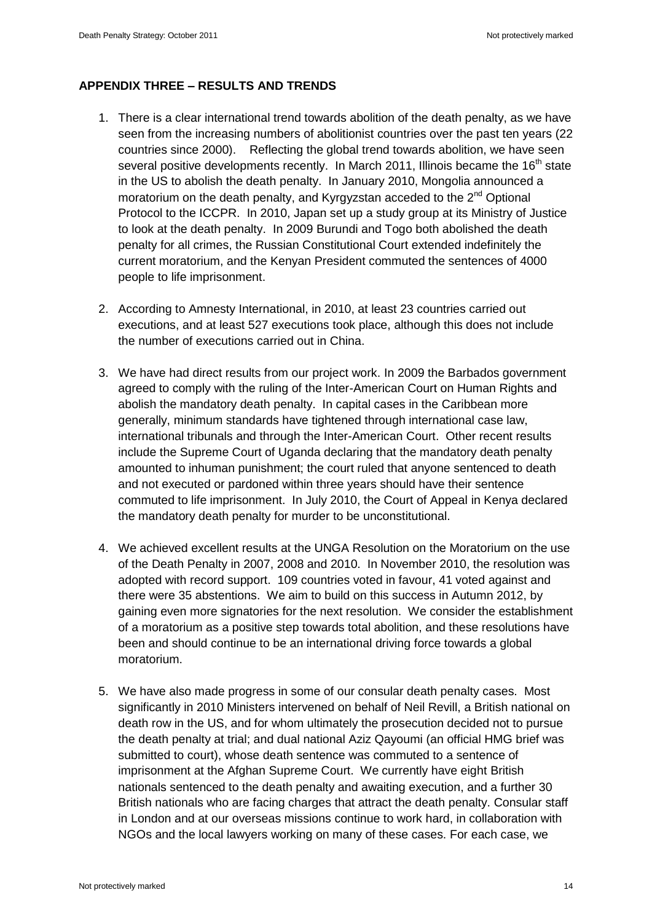## APPENDIX THREE – RESULTS AND TRENDS

1. There is a clear international trend towards abolition of the death penalty, as we have seen from the increasing numbers of abolitionist countries over the past ten years (22 countries since 2000). Reflecting the global trend towards abolition, we have seen several positive developments recently. In March 2011, Illinois became the 16th state in the US to abolish the death penalty. In January 2010, Mongolia announced a moratorium on the death penalty, and Kyrgyzstan acceded to the 2nd Optional Protocol to the ICCPR. In 2010, Japan set up a study group at its Ministry of Justice to look at the death penalty. In 2009 Burundi and Togo both abolished the death penalty for all crimes, the Russian Constitutional Court extended indefinitely the current moratorium, and the Kenyan President commuted the sentences of 4000 people to life imprisonment.

2. According to Amnesty International, in 2010, at least 23 countries carried out executions, and at least 527 executions took place, although this does not include the number of executions carried out in China.

3. We have had direct results from our project work. In 2009 the Barbados government agreed to comply with the ruling of the Inter-American Court on Human Rights and abolish the mandatory death penalty. In capital cases in the Caribbean more generally, minimum standards have tightened through international case law, international tribunals and through the Inter-American Court. Other recent results include the Supreme Court of Uganda declaring that the mandatory death penalty amounted to inhuman punishment; the court ruled that anyone sentenced to death and not executed or pardoned within three years should have their sentence commuted to life imprisonment. In July 2010, the Court of Appeal in Kenya declared the mandatory death penalty for murder to be unconstitutional.

4. We achieved excellent results at the UNGA Resolution on the Moratorium on the use of the Death Penalty in 2007, 2008 and 2010. In November 2010, the resolution was adopted with record support. 109 countries voted in favour, 41 voted against and there were 35 abstentions. We aim to build on this success in Autumn 2012, by gaining even more signatories for the next resolution. We consider the establishment of a moratorium as a positive step towards total abolition, and these resolutions have been and should continue to be an international driving force towards a global moratorium.

5. We have also made progress in some of our consular death penalty cases. Most significantly in 2010 Ministers intervened on behalf of Neil Revill, a British national on death row in the US, and for whom ultimately the prosecution decided not to pursue the death penalty at trial; and dual national Aziz Qayoumi (an official HMG brief was submitted to court), whose death sentence was commuted to a sentence of imprisonment at the Afghan Supreme Court. We currently have eight British nationals sentenced to the death penalty and awaiting execution, and a further 30 British nationals who are facing charges that attract the death penalty. Consular staff in London and at our overseas missions continue to work hard, in collaboration with NGOs and the local lawyers working on many of these cases. For each case, we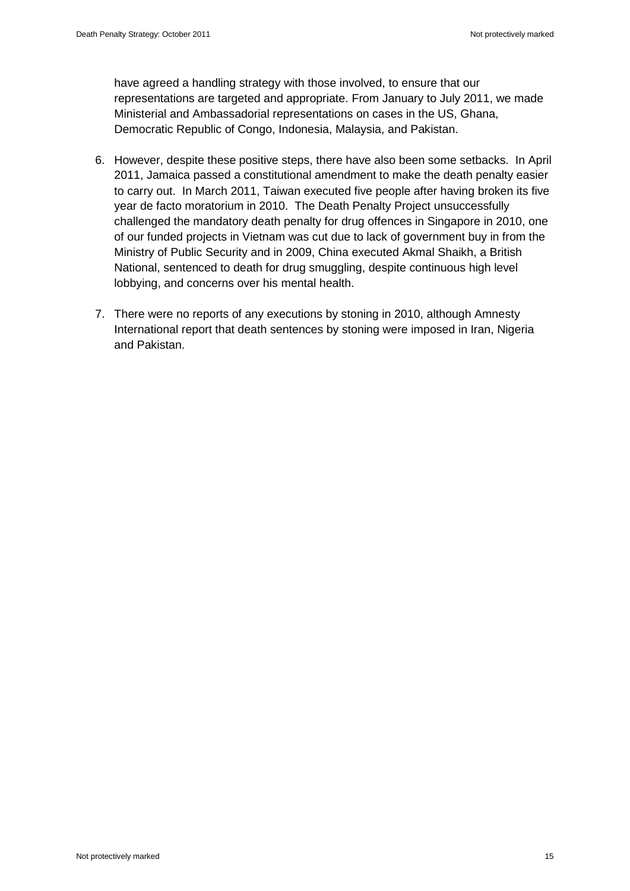have agreed a handling strategy with those involved, to ensure that our representations are targeted and appropriate. From January to July 2011, we made Ministerial and Ambassadorial representations on cases in the US, Ghana, Democratic Republic of Congo, Indonesia, Malaysia, and Pakistan.

6. However, despite these positive steps, there have also been some setbacks. In April 2011, Jamaica passed a constitutional amendment to make the death penalty easier to carry out. In March 2011, Taiwan executed five people after having broken its five year de facto moratorium in 2010. The Death Penalty Project unsuccessfully challenged the mandatory death penalty for drug offences in Singapore in 2010, one of our funded projects in Vietnam was cut due to lack of government buy in from the Ministry of Public Security and in 2009, China executed Akmal Shaikh, a British National, sentenced to death for drug smuggling, despite continuous high level lobbying, and concerns over his mental health.

7. There were no reports of any executions by stoning in 2010, although Amnesty International report that death sentences by stoning were imposed in Iran, Nigeria and Pakistan.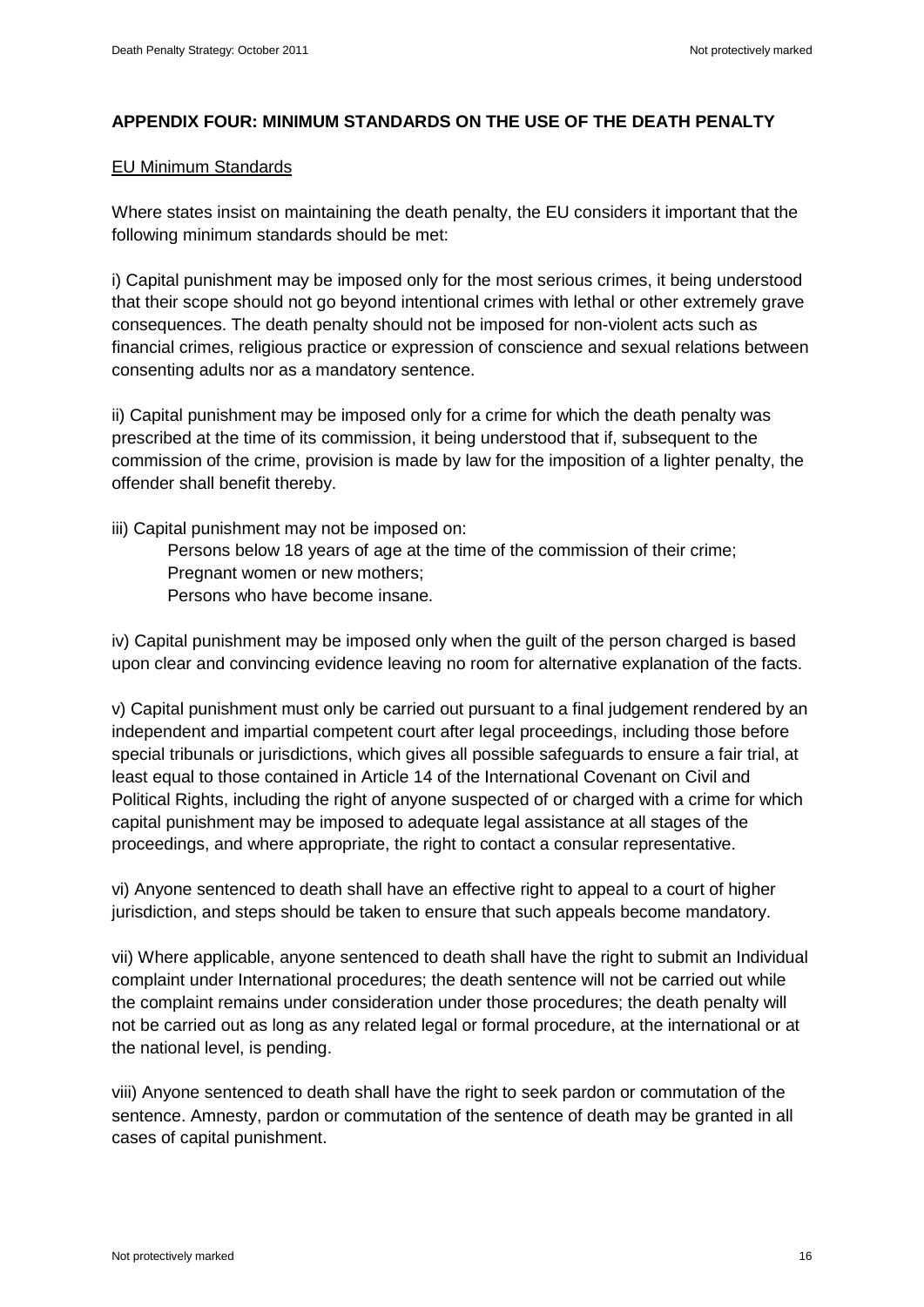## APPENDIX FOUR: MINIMUM STANDARDS ON THE USE OF THE DEATH PENALTY

<u>EU Minimum Standards</u>

Where states insist on maintaining the death penalty, the EU considers it important that the following minimum standards should be met:

i) Capital punishment may be imposed only for the most serious crimes, it being understood that their scope should not go beyond intentional crimes with lethal or other extremely grave consequences. The death penalty should not be imposed for non-violent acts such as financial crimes, religious practice or expression of conscience and sexual relations between consenting adults nor as a mandatory sentence.

ii) Capital punishment may be imposed only for a crime for which the death penalty was prescribed at the time of its commission, it being understood that if, subsequent to the commission of the crime, provision is made by law for the imposition of a lighter penalty, the offender shall benefit thereby.

iii) Capital punishment may not be imposed on:

- Persons below 18 years of age at the time of the commission of their crime;
- Pregnant women or new mothers;
- Persons who have become insane.

iv) Capital punishment may be imposed only when the guilt of the person charged is based upon clear and convincing evidence leaving no room for alternative explanation of the facts.

v) Capital punishment must only be carried out pursuant to a final judgement rendered by an independent and impartial competent court after legal proceedings, including those before special tribunals or jurisdictions, which gives all possible safeguards to ensure a fair trial, at least equal to those contained in Article 14 of the International Covenant on Civil and Political Rights, including the right of anyone suspected of or charged with a crime for which capital punishment may be imposed to adequate legal assistance at all stages of the proceedings, and where appropriate, the right to contact a consular representative.

vi) Anyone sentenced to death shall have an effective right to appeal to a court of higher jurisdiction, and steps should be taken to ensure that such appeals become mandatory.

vii) Where applicable, anyone sentenced to death shall have the right to submit an Individual complaint under International procedures; the death sentence will not be carried out while the complaint remains under consideration under those procedures; the death penalty will not be carried out as long as any related legal or formal procedure, at the international or at the national level, is pending.

viii) Anyone sentenced to death shall have the right to seek pardon or commutation of the sentence. Amnesty, pardon or commutation of the sentence of death may be granted in all cases of capital punishment.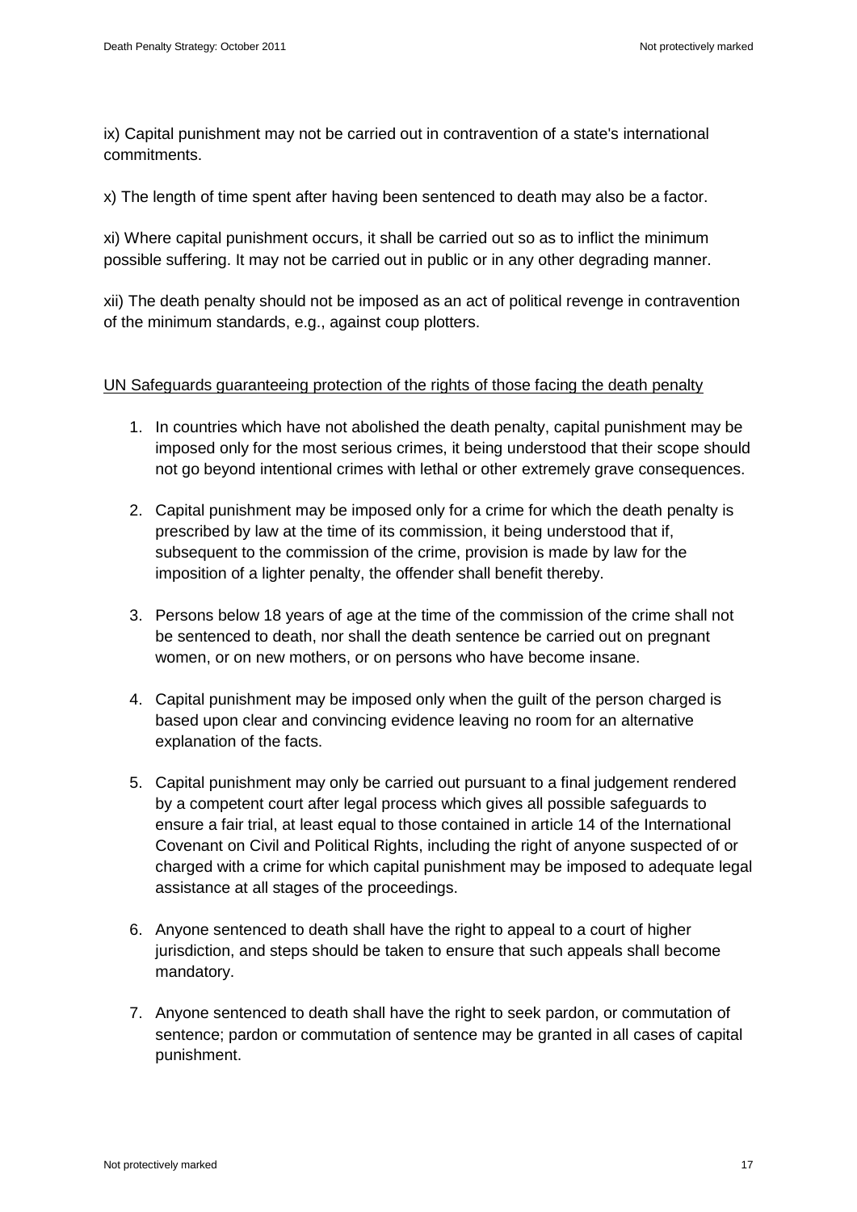ix) Capital punishment may not be carried out in contravention of a state's international commitments.

x) The length of time spent after having been sentenced to death may also be a factor.

xi) Where capital punishment occurs, it shall be carried out so as to inflict the minimum possible suffering. It may not be carried out in public or in any other degrading manner.

xii) The death penalty should not be imposed as an act of political revenge in contravention of the minimum standards, e.g., against coup plotters.

UN Safeguards guaranteeing protection of the rights of those facing the death penalty

1. In countries which have not abolished the death penalty, capital punishment may be imposed only for the most serious crimes, it being understood that their scope should not go beyond intentional crimes with lethal or other extremely grave consequences.

2. Capital punishment may be imposed only for a crime for which the death penalty is prescribed by law at the time of its commission, it being understood that if, subsequent to the commission of the crime, provision is made by law for the imposition of a lighter penalty, the offender shall benefit thereby.

3. Persons below 18 years of age at the time of the commission of the crime shall not be sentenced to death, nor shall the death sentence be carried out on pregnant women, or on new mothers, or on persons who have become insane.

4. Capital punishment may be imposed only when the guilt of the person charged is based upon clear and convincing evidence leaving no room for an alternative explanation of the facts.

5. Capital punishment may only be carried out pursuant to a final judgement rendered by a competent court after legal process which gives all possible safeguards to ensure a fair trial, at least equal to those contained in article 14 of the International Covenant on Civil and Political Rights, including the right of anyone suspected of or charged with a crime for which capital punishment may be imposed to adequate legal assistance at all stages of the proceedings.

6. Anyone sentenced to death shall have the right to appeal to a court of higher jurisdiction, and steps should be taken to ensure that such appeals shall become mandatory.

7. Anyone sentenced to death shall have the right to seek pardon, or commutation of sentence; pardon or commutation of sentence may be granted in all cases of capital punishment.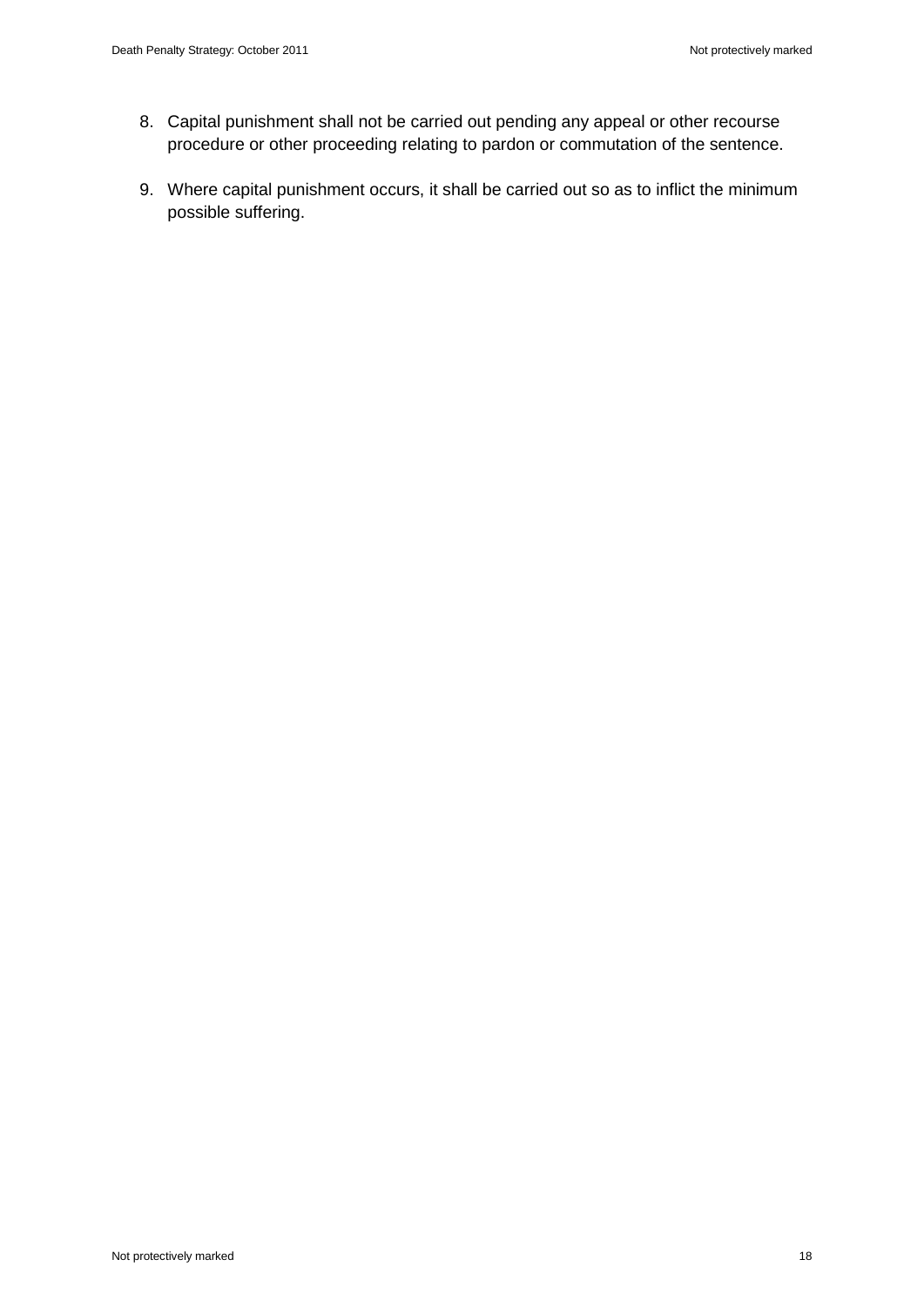8. Capital punishment shall not be carried out pending any appeal or other recourse procedure or other proceeding relating to pardon or commutation of the sentence.

9. Where capital punishment occurs, it shall be carried out so as to inflict the minimum possible suffering.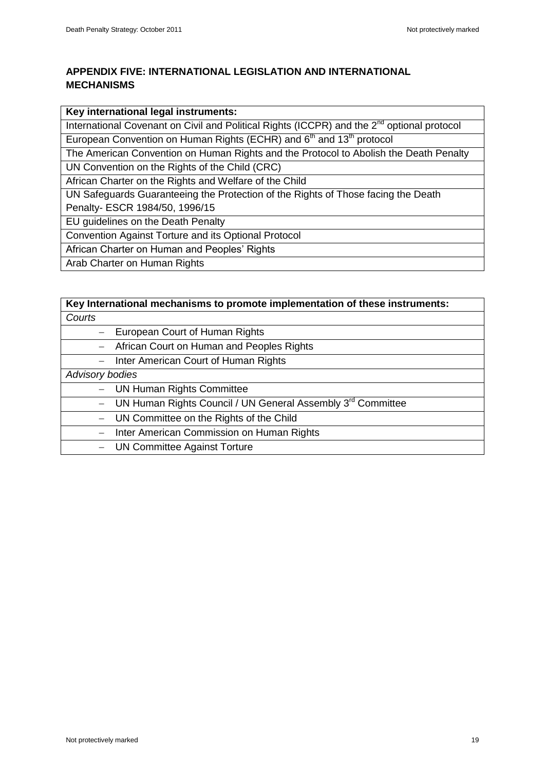## APPENDIX FIVE: INTERNATIONAL LEGISLATION AND INTERNATIONAL MECHANISMS

| **Key international legal instruments:** |
|---|
| International Covenant on Civil and Political Rights (ICCPR) and the 2nd optional protocol |
| European Convention on Human Rights (ECHR) and 6th and 13th protocol |
| The American Convention on Human Rights and the Protocol to Abolish the Death Penalty |
| UN Convention on the Rights of the Child (CRC) |
| African Charter on the Rights and Welfare of the Child |
| UN Safeguards Guaranteeing the Protection of the Rights of Those facing the Death Penalty- ESCR 1984/50, 1996/15 |
| EU guidelines on the Death Penalty |
| Convention Against Torture and its Optional Protocol |
| African Charter on Human and Peoples' Rights |
| Arab Charter on Human Rights |

| **Key International mechanisms to promote implementation of these instruments:** |
|---|
| *Courts* |
| – European Court of Human Rights |
| – African Court on Human and Peoples Rights |
| – Inter American Court of Human Rights |
| *Advisory bodies* |
| – UN Human Rights Committee |
| – UN Human Rights Council / UN General Assembly 3rd Committee |
| – UN Committee on the Rights of the Child |
| – Inter American Commission on Human Rights |
| – UN Committee Against Torture |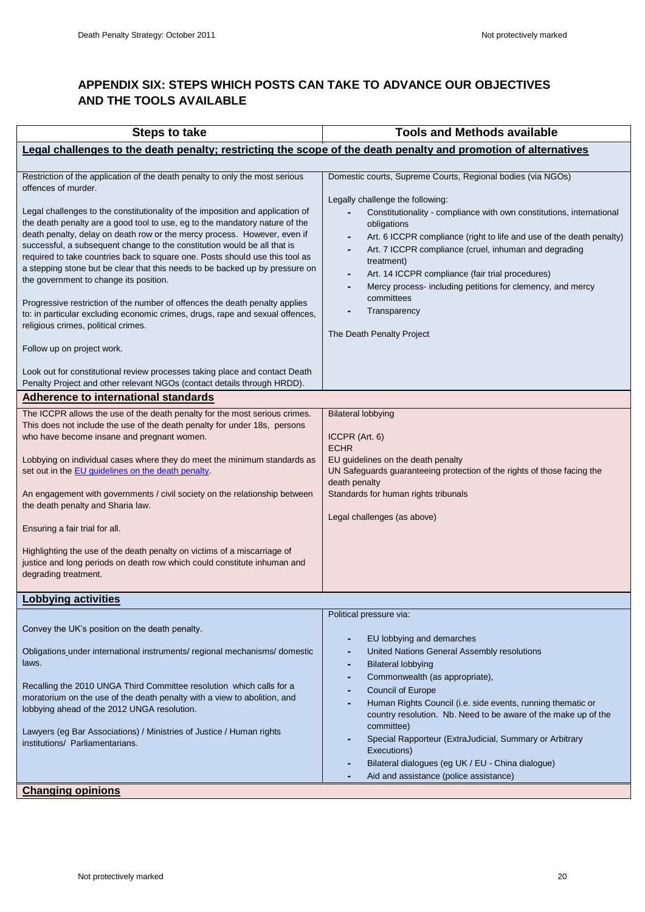## APPENDIX SIX: STEPS WHICH POSTS CAN TAKE TO ADVANCE OUR OBJECTIVES AND THE TOOLS AVAILABLE

| Steps to take | Tools and Methods available |
|---|---|
| **Legal challenges to the death penalty; restricting the scope of the death penalty and promotion of alternatives** | |
| Restriction of the application of the death penalty to only the most serious offences of murder.<br><br>Legal challenges to the constitutionality of the imposition and application of the death penalty are a good tool to use, eg to the mandatory nature of the death penalty, delay on death row or the mercy process. However, even if successful, a subsequent change to the constitution would be all that is required to take countries back to square one. Posts should use this tool as a stepping stone but be clear that this needs to be backed up by pressure on the government to change its position.<br><br>Progressive restriction of the number of offences the death penalty applies to: in particular excluding economic crimes, drugs, rape and sexual offences, religious crimes, political crimes.<br><br>Follow up on project work.<br><br>Look out for constitutional review processes taking place and contact Death Penalty Project and other relevant NGOs (contact details through HRDD). | Domestic courts, Supreme Courts, Regional bodies (via NGOs)<br><br>Legally challenge the following:<br>- Constitutionality - compliance with own constitutions, international obligations<br>- Art. 6 ICCPR compliance (right to life and use of the death penalty)<br>- Art. 7 ICCPR compliance (cruel, inhuman and degrading treatment)<br>- Art. 14 ICCPR compliance (fair trial procedures)<br>- Mercy process- including petitions for clemency, and mercy committees<br>- Transparency<br><br>The Death Penalty Project |
| **Adherence to international standards** | |
| The ICCPR allows the use of the death penalty for the most serious crimes. This does not include the use of the death penalty for under 18s, persons who have become insane and pregnant women.<br><br>Lobbying on individual cases where they do meet the minimum standards as set out in the EU guidelines on the death penalty.<br><br>An engagement with governments / civil society on the relationship between the death penalty and Sharia law.<br><br>Ensuring a fair trial for all.<br><br>Highlighting the use of the death penalty on victims of a miscarriage of justice and long periods on death row which could constitute inhuman and degrading treatment. | Bilateral lobbying<br><br>ICCPR (Art. 6)<br>ECHR<br>EU guidelines on the death penalty<br>UN Safeguards guaranteeing protection of the rights of those facing the death penalty<br>Standards for human rights tribunals<br><br>Legal challenges (as above) |
| **Lobbying activities** | |
| Convey the UK's position on the death penalty.<br><br>Obligations under international instruments/ regional mechanisms/ domestic laws.<br><br>Recalling the 2010 UNGA Third Committee resolution which calls for a moratorium on the use of the death penalty with a view to abolition, and lobbying ahead of the 2012 UNGA resolution.<br><br>Lawyers (eg Bar Associations) / Ministries of Justice / Human rights institutions/ Parliamentarians. | Political pressure via:<br>- EU lobbying and demarches<br>- United Nations General Assembly resolutions<br>- Bilateral lobbying<br>- Commonwealth (as appropriate),<br>- Council of Europe<br>- Human Rights Council (i.e. side events, running thematic or country resolution. Nb. Need to be aware of the make up of the committee)<br>- Special Rapporteur (ExtraJudicial, Summary or Arbitrary Executions)<br>- Bilateral dialogues (eg UK / EU - China dialogue)<br>- Aid and assistance (police assistance) |
| **Changing opinions** | |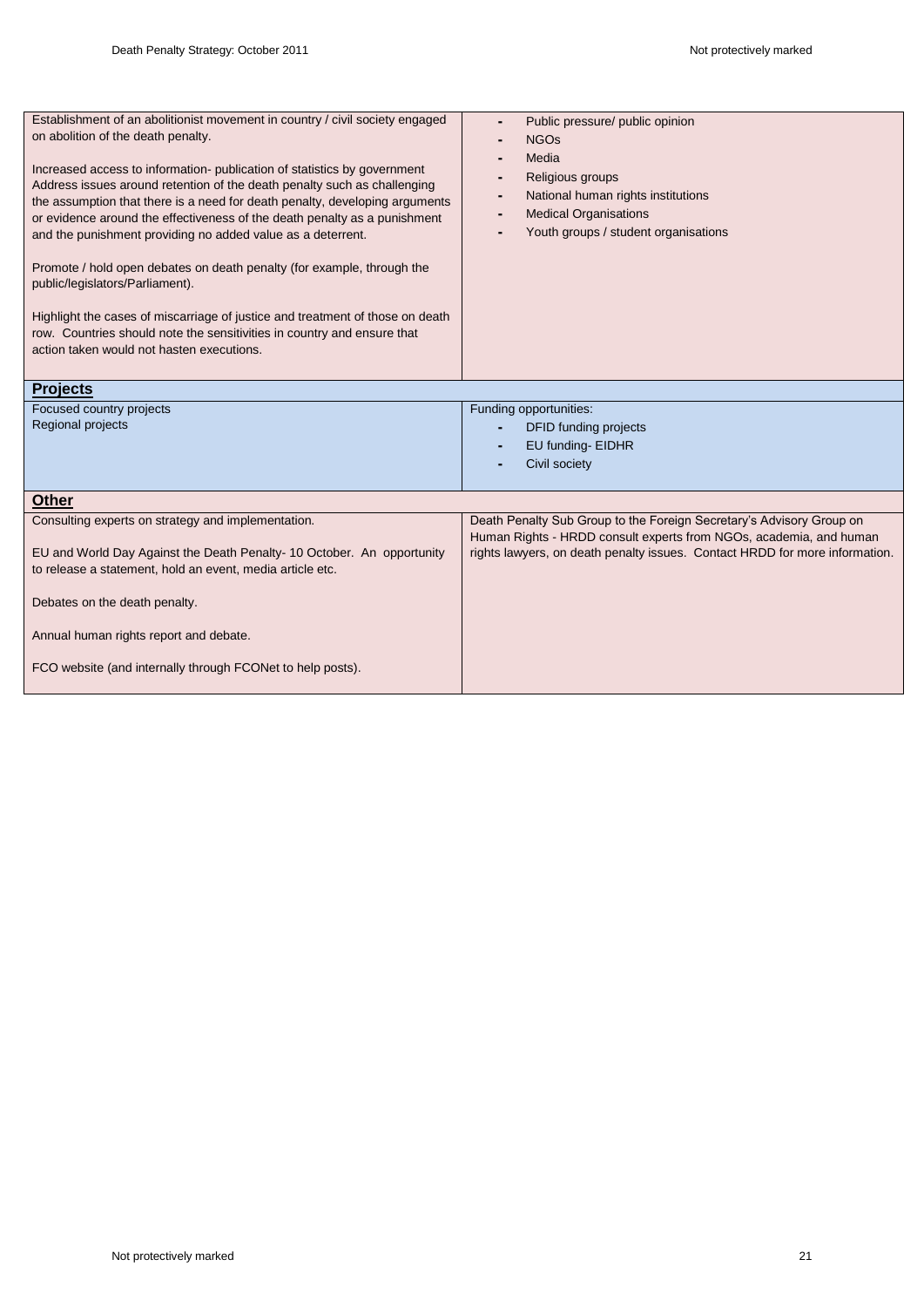| | |
|---|---|
| Establishment of an abolitionist movement in country / civil society engaged on abolition of the death penalty.<br><br>Increased access to information- publication of statistics by government Address issues around retention of the death penalty such as challenging the assumption that there is a need for death penalty, developing arguments or evidence around the effectiveness of the death penalty as a punishment and the punishment providing no added value as a deterrent.<br><br>Promote / hold open debates on death penalty (for example, through the public/legislators/Parliament).<br><br>Highlight the cases of miscarriage of justice and treatment of those on death row. Countries should note the sensitivities in country and ensure that action taken would not hasten executions. | - Public pressure/ public opinion<br>- NGOs<br>- Media<br>- Religious groups<br>- National human rights institutions<br>- Medical Organisations<br>- Youth groups / student organisations |
| **Projects** | |
| Focused country projects<br>Regional projects | Funding opportunities:<br>- DFID funding projects<br>- EU funding- EIDHR<br>- Civil society |
| **Other** | |
| Consulting experts on strategy and implementation.<br><br>EU and World Day Against the Death Penalty- 10 October. An opportunity to release a statement, hold an event, media article etc.<br><br>Debates on the death penalty.<br><br>Annual human rights report and debate.<br><br>FCO website (and internally through FCONet to help posts). | Death Penalty Sub Group to the Foreign Secretary's Advisory Group on Human Rights - HRDD consult experts from NGOs, academia, and human rights lawyers, on death penalty issues. Contact HRDD for more information. |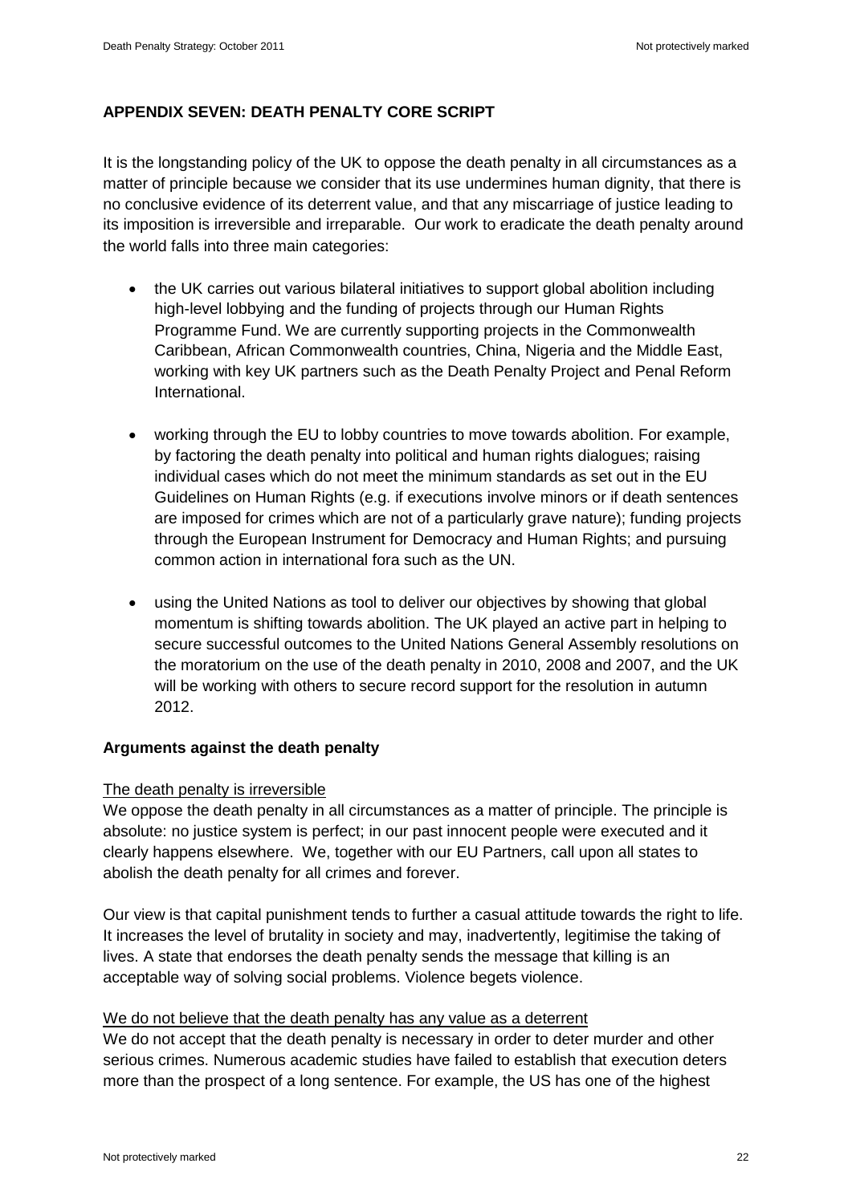## APPENDIX SEVEN: DEATH PENALTY CORE SCRIPT

It is the longstanding policy of the UK to oppose the death penalty in all circumstances as a matter of principle because we consider that its use undermines human dignity, that there is no conclusive evidence of its deterrent value, and that any miscarriage of justice leading to its imposition is irreversible and irreparable. Our work to eradicate the death penalty around the world falls into three main categories:

- the UK carries out various bilateral initiatives to support global abolition including high-level lobbying and the funding of projects through our Human Rights Programme Fund. We are currently supporting projects in the Commonwealth Caribbean, African Commonwealth countries, China, Nigeria and the Middle East, working with key UK partners such as the Death Penalty Project and Penal Reform International.
- working through the EU to lobby countries to move towards abolition. For example, by factoring the death penalty into political and human rights dialogues; raising individual cases which do not meet the minimum standards as set out in the EU Guidelines on Human Rights (e.g. if executions involve minors or if death sentences are imposed for crimes which are not of a particularly grave nature); funding projects through the European Instrument for Democracy and Human Rights; and pursuing common action in international fora such as the UN.
- using the United Nations as tool to deliver our objectives by showing that global momentum is shifting towards abolition. The UK played an active part in helping to secure successful outcomes to the United Nations General Assembly resolutions on the moratorium on the use of the death penalty in 2010, 2008 and 2007, and the UK will be working with others to secure record support for the resolution in autumn 2012.

### Arguments against the death penalty

<u>The death penalty is irreversible</u>
We oppose the death penalty in all circumstances as a matter of principle. The principle is absolute: no justice system is perfect; in our past innocent people were executed and it clearly happens elsewhere. We, together with our EU Partners, call upon all states to abolish the death penalty for all crimes and forever.

Our view is that capital punishment tends to further a casual attitude towards the right to life. It increases the level of brutality in society and may, inadvertently, legitimise the taking of lives. A state that endorses the death penalty sends the message that killing is an acceptable way of solving social problems. Violence begets violence.

<u>We do not believe that the death penalty has any value as a deterrent</u>
We do not accept that the death penalty is necessary in order to deter murder and other serious crimes. Numerous academic studies have failed to establish that execution deters more than the prospect of a long sentence. For example, the US has one of the highest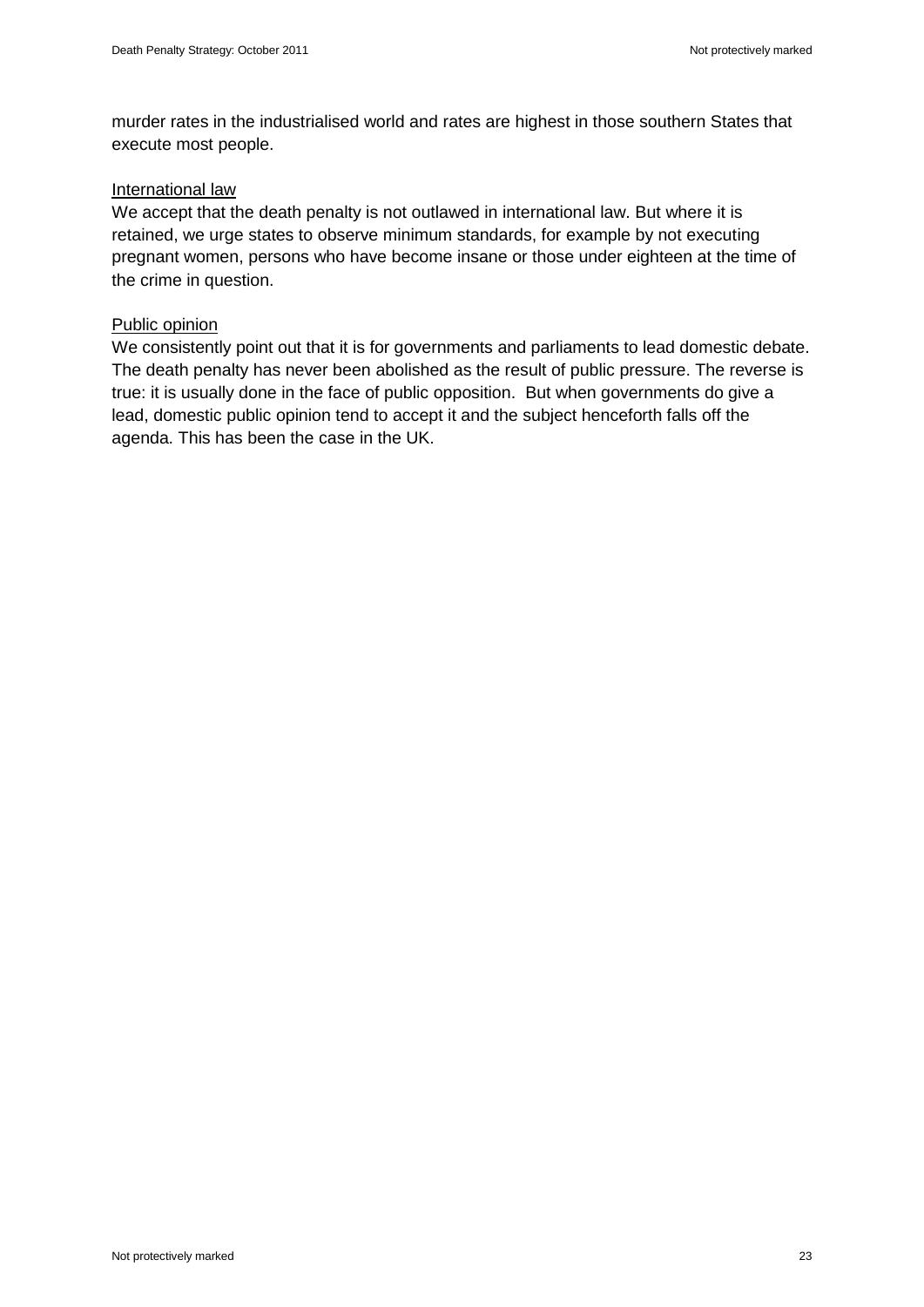murder rates in the industrialised world and rates are highest in those southern States that execute most people.

International law

We accept that the death penalty is not outlawed in international law. But where it is retained, we urge states to observe minimum standards, for example by not executing pregnant women, persons who have become insane or those under eighteen at the time of the crime in question.

Public opinion

We consistently point out that it is for governments and parliaments to lead domestic debate. The death penalty has never been abolished as the result of public pressure. The reverse is true: it is usually done in the face of public opposition. But when governments do give a lead, domestic public opinion tend to accept it and the subject henceforth falls off the agenda. This has been the case in the UK.